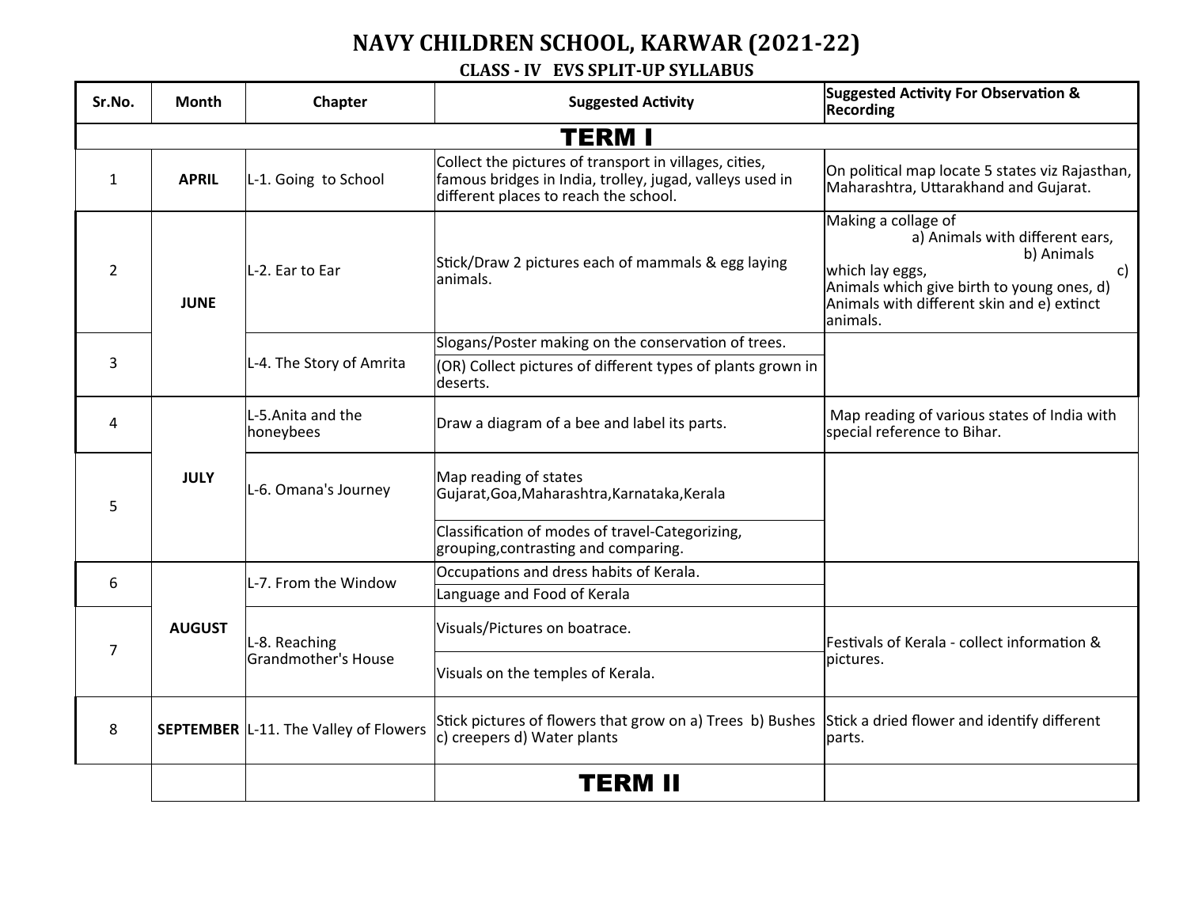# NAVY CHILDREN SCHOOL, KARWAR (2021-22)

## CLASS - IV EVS SPLIT-UP SYLLABUS

| Sr.No. | Month | Chapter | Suggested Activity | Suggested Activity For Observation & Recording |
|---|---|---|---|---|
| **TERM I** | | | | |
| 1 | **APRIL** | L-1. Going to School | Collect the pictures of transport in villages, cities, famous bridges in India, trolley, jugad, valleys used in different places to reach the school. | On political map locate 5 states viz Rajasthan, Maharashtra, Uttarakhand and Gujarat. |
| 2 | **JUNE** | L-2. Ear to Ear | Stick/Draw 2 pictures each of mammals & egg laying animals. | Making a collage of a) Animals with different ears, b) Animals which lay eggs, c) Animals which give birth to young ones, d) Animals with different skin and e) extinct animals. |
| 3 | | L-4. The Story of Amrita | Slogans/Poster making on the conservation of trees. | |
| | | | (OR) Collect pictures of different types of plants grown in deserts. | |
| 4 | **JULY** | L-5.Anita and the honeybees | Draw a diagram of a bee and label its parts. | Map reading of various states of India with special reference to Bihar. |
| 5 | | L-6. Omana's Journey | Map reading of states Gujarat,Goa,Maharashtra,Karnataka,Kerala | |
| | | | Classification of modes of travel-Categorizing, grouping,contrasting and comparing. | |
| 6 | **AUGUST** | L-7. From the Window | Occupations and dress habits of Kerala. | |
| | | | Language and Food of Kerala | |
| 7 | | L-8. Reaching Grandmother's House | Visuals/Pictures on boatrace. | Festivals of Kerala - collect information & pictures. |
| | | | Visuals on the temples of Kerala. | |
| 8 | **SEPTEMBER** | L-11. The Valley of Flowers | Stick pictures of flowers that grow on a) Trees b) Bushes c) creepers d) Water plants | Stick a dried flower and identify different parts. |
| | | | **TERM II** | |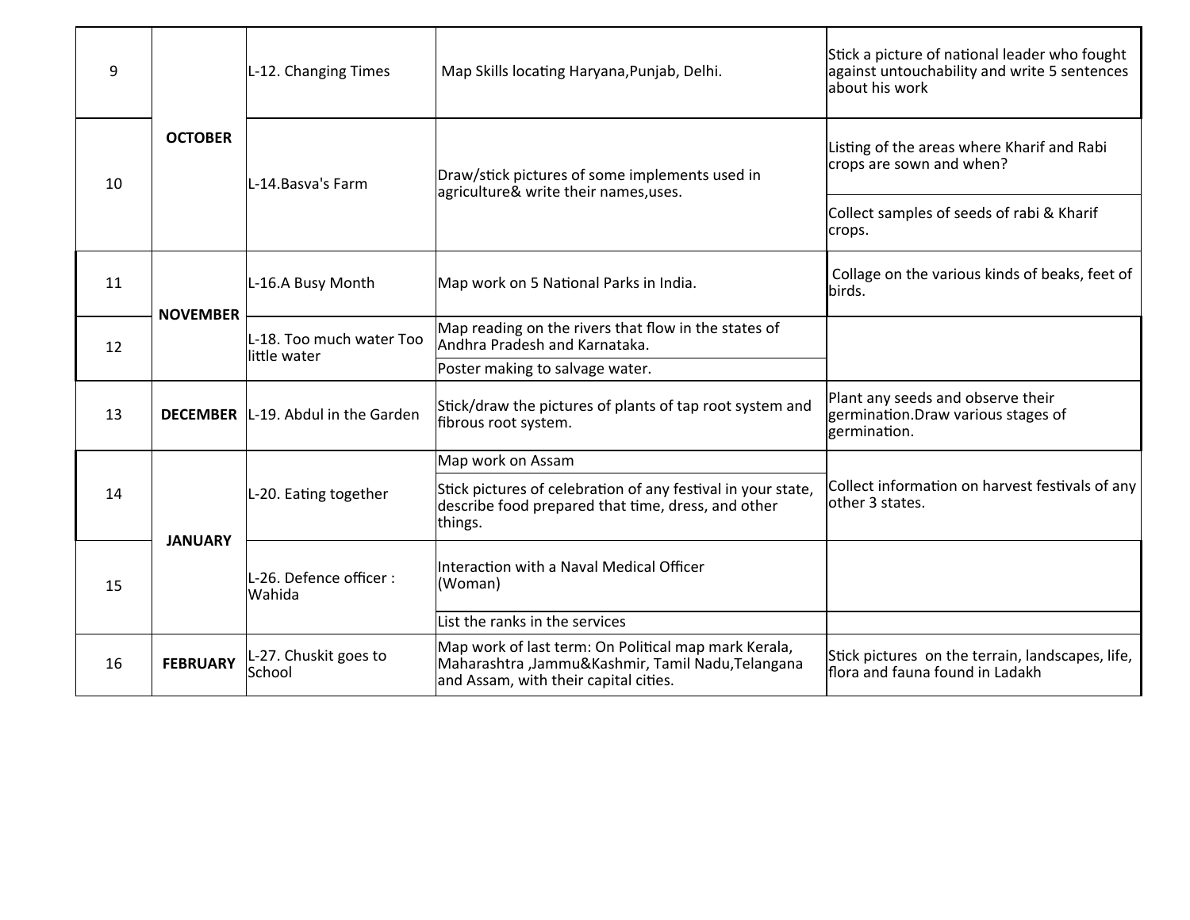| 9 | OCTOBER | L-12. Changing Times | Map Skills locating Haryana,Punjab, Delhi. | Stick a picture of national leader who fought against untouchability and write 5 sentences about his work |
|---|---|---|---|---|
| 10 | | L-14.Basva's Farm | Draw/stick pictures of some implements used in agriculture& write their names,uses. | Listing of the areas where Kharif and Rabi crops are sown and when? |
| | | | | Collect samples of seeds of rabi & Kharif crops. |
| 11 | NOVEMBER | L-16.A Busy Month | Map work on 5 National Parks in India. | Collage on the various kinds of beaks, feet of birds. |
| 12 | | L-18. Too much water Too little water | Map reading on the rivers that flow in the states of Andhra Pradesh and Karnataka. | |
| | | | Poster making to salvage water. | |
| 13 | DECEMBER | L-19. Abdul in the Garden | Stick/draw the pictures of plants of tap root system and fibrous root system. | Plant any seeds and observe their germination.Draw various stages of germination. |
| 14 | JANUARY | L-20. Eating together | Map work on Assam | Collect information on harvest festivals of any other 3 states. |
| | | | Stick pictures of celebration of any festival in your state, describe food prepared that time, dress, and other things. | |
| 15 | | L-26. Defence officer : Wahida | Interaction with a Naval Medical Officer (Woman) | |
| | | | List the ranks in the services | |
| 16 | FEBRUARY | L-27. Chuskit goes to School | Map work of last term: On Political map mark Kerala, Maharashtra ,Jammu&Kashmir, Tamil Nadu,Telangana and Assam, with their capital cities. | Stick pictures on the terrain, landscapes, life, flora and fauna found in Ladakh |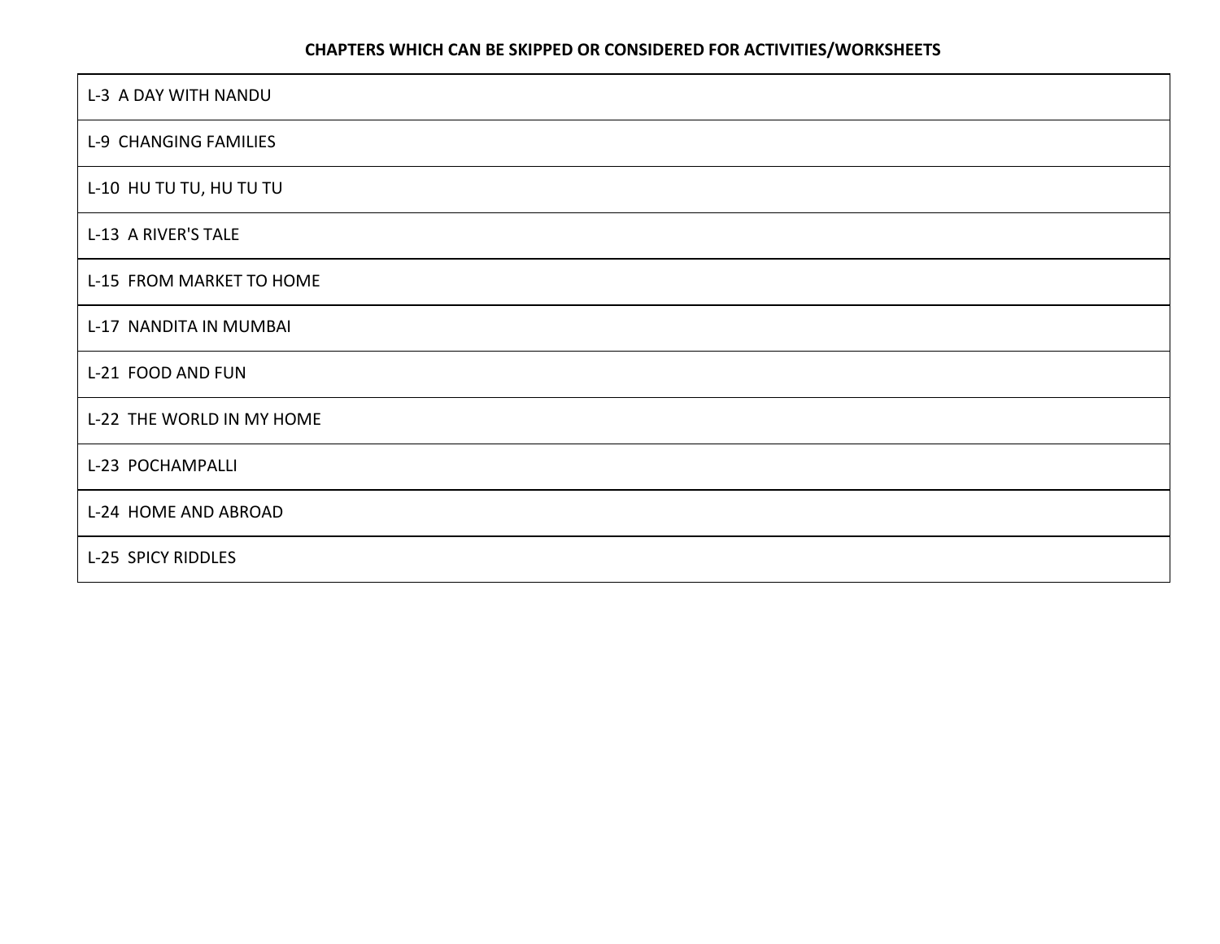**CHAPTERS WHICH CAN BE SKIPPED OR CONSIDERED FOR ACTIVITIES/WORKSHEETS**

| |
|---|
| L-3 A DAY WITH NANDU |
| L-9 CHANGING FAMILIES |
| L-10 HU TU TU, HU TU TU |
| L-13 A RIVER'S TALE |
| L-15 FROM MARKET TO HOME |
| L-17 NANDITA IN MUMBAI |
| L-21 FOOD AND FUN |
| L-22 THE WORLD IN MY HOME |
| L-23 POCHAMPALLI |
| L-24 HOME AND ABROAD |
| L-25 SPICY RIDDLES |